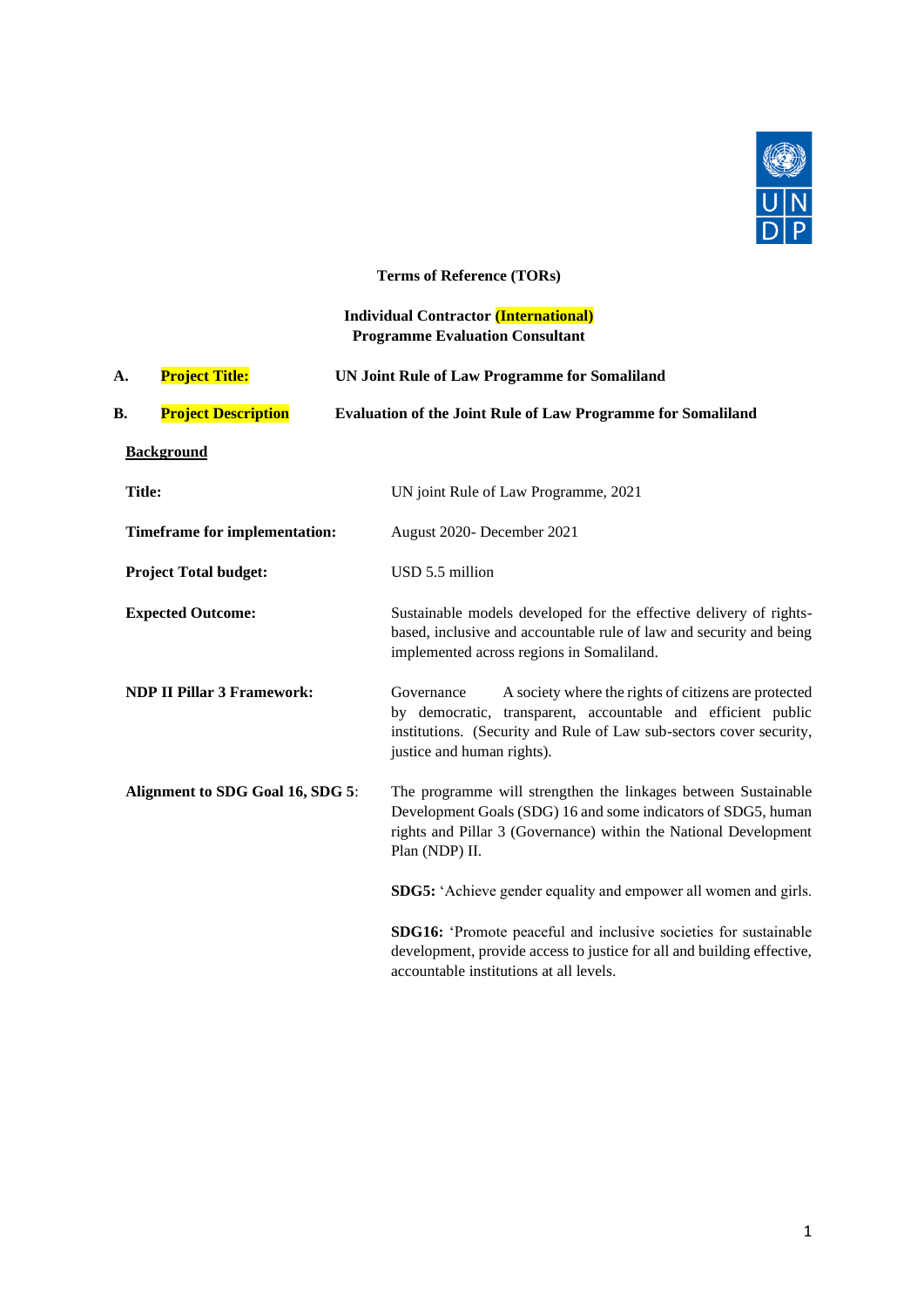**Terms of Reference (TORs)**

**Individual Contractor (International)**
**Programme Evaluation Consultant**

**A. Project Title:** **UN Joint Rule of Law Programme for Somaliland**

**B. Project Description** **Evaluation of the Joint Rule of Law Programme for Somaliland**

**Background**

| | |
|---|---|
| **Title:** | UN joint Rule of Law Programme, 2021 |
| **Timeframe for implementation:** | August 2020- December 2021 |
| **Project Total budget:** | USD 5.5 million |
| **Expected Outcome:** | Sustainable models developed for the effective delivery of rights-based, inclusive and accountable rule of law and security and being implemented across regions in Somaliland. |
| **NDP II Pillar 3 Framework:** | Governance A society where the rights of citizens are protected by democratic, transparent, accountable and efficient public institutions. (Security and Rule of Law sub-sectors cover security, justice and human rights). |
| **Alignment to SDG Goal 16, SDG 5**: | The programme will strengthen the linkages between Sustainable Development Goals (SDG) 16 and some indicators of SDG5, human rights and Pillar 3 (Governance) within the National Development Plan (NDP) II.<br><br>**SDG5:** 'Achieve gender equality and empower all women and girls.<br><br>**SDG16:** 'Promote peaceful and inclusive societies for sustainable development, provide access to justice for all and building effective, accountable institutions at all levels. |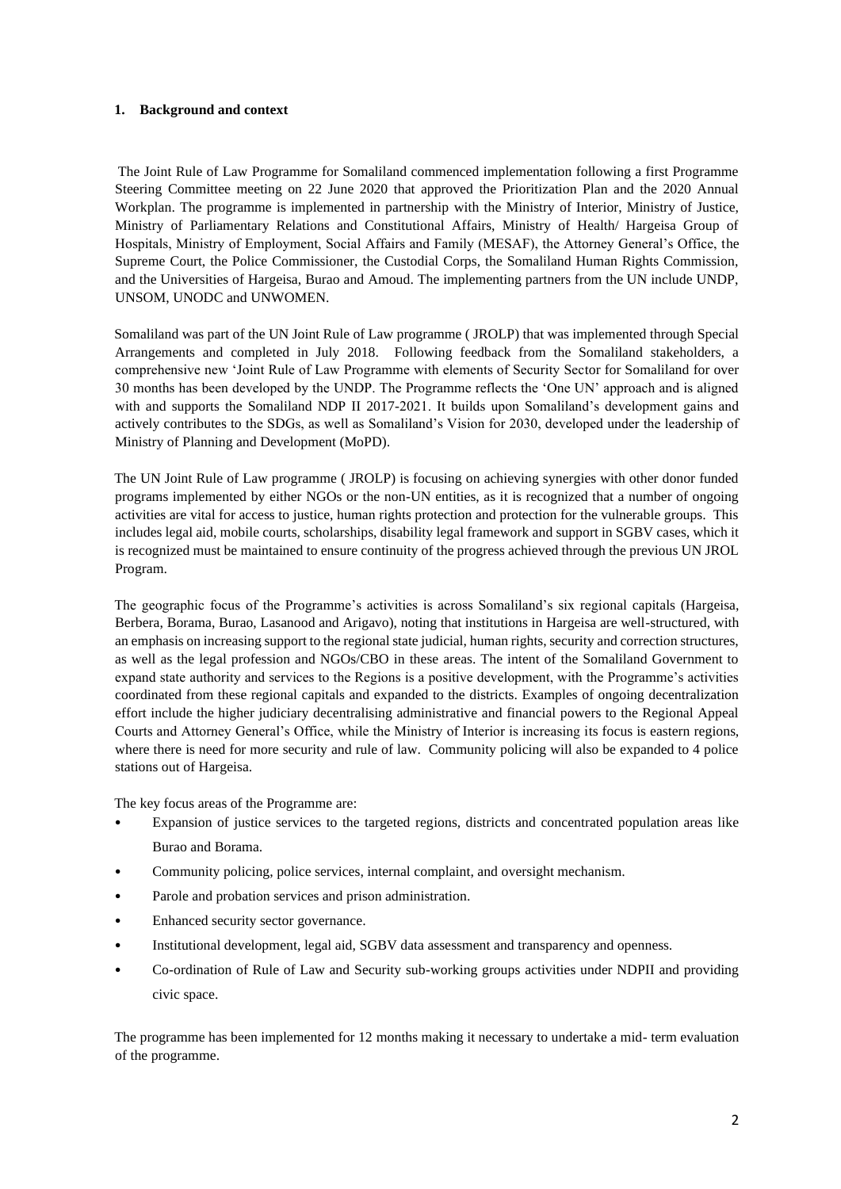## 1. Background and context

The Joint Rule of Law Programme for Somaliland commenced implementation following a first Programme Steering Committee meeting on 22 June 2020 that approved the Prioritization Plan and the 2020 Annual Workplan. The programme is implemented in partnership with the Ministry of Interior, Ministry of Justice, Ministry of Parliamentary Relations and Constitutional Affairs, Ministry of Health/ Hargeisa Group of Hospitals, Ministry of Employment, Social Affairs and Family (MESAF), the Attorney General's Office, the Supreme Court, the Police Commissioner, the Custodial Corps, the Somaliland Human Rights Commission, and the Universities of Hargeisa, Burao and Amoud. The implementing partners from the UN include UNDP, UNSOM, UNODC and UNWOMEN.

Somaliland was part of the UN Joint Rule of Law programme ( JROLP) that was implemented through Special Arrangements and completed in July 2018. Following feedback from the Somaliland stakeholders, a comprehensive new 'Joint Rule of Law Programme with elements of Security Sector for Somaliland for over 30 months has been developed by the UNDP. The Programme reflects the 'One UN' approach and is aligned with and supports the Somaliland NDP II 2017-2021. It builds upon Somaliland's development gains and actively contributes to the SDGs, as well as Somaliland's Vision for 2030, developed under the leadership of Ministry of Planning and Development (MoPD).

The UN Joint Rule of Law programme ( JROLP) is focusing on achieving synergies with other donor funded programs implemented by either NGOs or the non-UN entities, as it is recognized that a number of ongoing activities are vital for access to justice, human rights protection and protection for the vulnerable groups. This includes legal aid, mobile courts, scholarships, disability legal framework and support in SGBV cases, which it is recognized must be maintained to ensure continuity of the progress achieved through the previous UN JROL Program.

The geographic focus of the Programme's activities is across Somaliland's six regional capitals (Hargeisa, Berbera, Borama, Burao, Lasanood and Arigavo), noting that institutions in Hargeisa are well-structured, with an emphasis on increasing support to the regional state judicial, human rights, security and correction structures, as well as the legal profession and NGOs/CBO in these areas. The intent of the Somaliland Government to expand state authority and services to the Regions is a positive development, with the Programme's activities coordinated from these regional capitals and expanded to the districts. Examples of ongoing decentralization effort include the higher judiciary decentralising administrative and financial powers to the Regional Appeal Courts and Attorney General's Office, while the Ministry of Interior is increasing its focus is eastern regions, where there is need for more security and rule of law. Community policing will also be expanded to 4 police stations out of Hargeisa.

The key focus areas of the Programme are:

- Expansion of justice services to the targeted regions, districts and concentrated population areas like Burao and Borama.
- Community policing, police services, internal complaint, and oversight mechanism.
- Parole and probation services and prison administration.
- Enhanced security sector governance.
- Institutional development, legal aid, SGBV data assessment and transparency and openness.
- Co-ordination of Rule of Law and Security sub-working groups activities under NDPII and providing civic space.

The programme has been implemented for 12 months making it necessary to undertake a mid- term evaluation of the programme.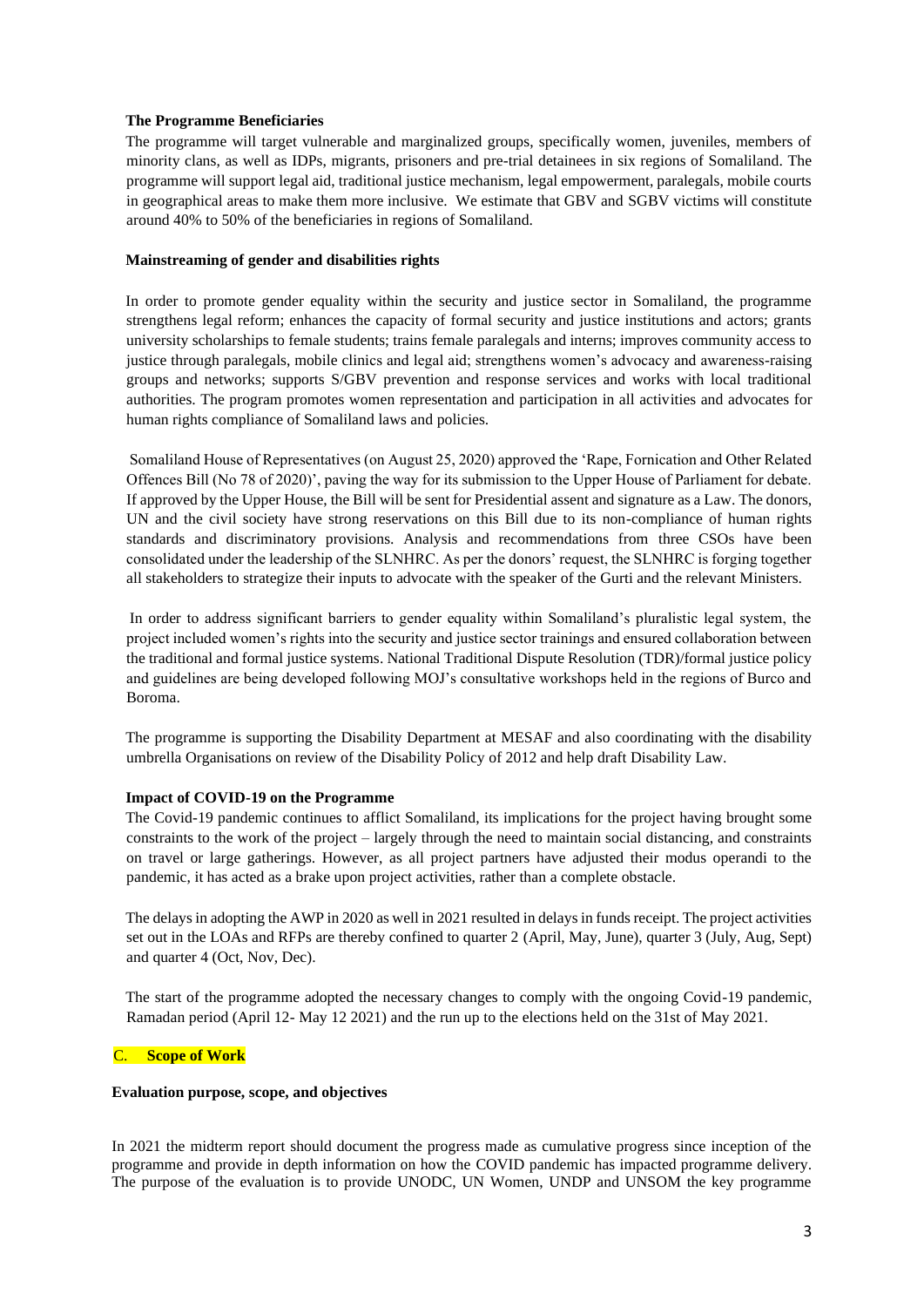**The Programme Beneficiaries**

The programme will target vulnerable and marginalized groups, specifically women, juveniles, members of minority clans, as well as IDPs, migrants, prisoners and pre-trial detainees in six regions of Somaliland. The programme will support legal aid, traditional justice mechanism, legal empowerment, paralegals, mobile courts in geographical areas to make them more inclusive. We estimate that GBV and SGBV victims will constitute around 40% to 50% of the beneficiaries in regions of Somaliland.

**Mainstreaming of gender and disabilities rights**

In order to promote gender equality within the security and justice sector in Somaliland, the programme strengthens legal reform; enhances the capacity of formal security and justice institutions and actors; grants university scholarships to female students; trains female paralegals and interns; improves community access to justice through paralegals, mobile clinics and legal aid; strengthens women's advocacy and awareness-raising groups and networks; supports S/GBV prevention and response services and works with local traditional authorities. The program promotes women representation and participation in all activities and advocates for human rights compliance of Somaliland laws and policies.

Somaliland House of Representatives (on August 25, 2020) approved the 'Rape, Fornication and Other Related Offences Bill (No 78 of 2020)', paving the way for its submission to the Upper House of Parliament for debate. If approved by the Upper House, the Bill will be sent for Presidential assent and signature as a Law. The donors, UN and the civil society have strong reservations on this Bill due to its non-compliance of human rights standards and discriminatory provisions. Analysis and recommendations from three CSOs have been consolidated under the leadership of the SLNHRC. As per the donors' request, the SLNHRC is forging together all stakeholders to strategize their inputs to advocate with the speaker of the Gurti and the relevant Ministers.

In order to address significant barriers to gender equality within Somaliland's pluralistic legal system, the project included women's rights into the security and justice sector trainings and ensured collaboration between the traditional and formal justice systems. National Traditional Dispute Resolution (TDR)/formal justice policy and guidelines are being developed following MOJ's consultative workshops held in the regions of Burco and Boroma.

The programme is supporting the Disability Department at MESAF and also coordinating with the disability umbrella Organisations on review of the Disability Policy of 2012 and help draft Disability Law.

**Impact of COVID-19 on the Programme**

The Covid-19 pandemic continues to afflict Somaliland, its implications for the project having brought some constraints to the work of the project – largely through the need to maintain social distancing, and constraints on travel or large gatherings. However, as all project partners have adjusted their modus operandi to the pandemic, it has acted as a brake upon project activities, rather than a complete obstacle.

The delays in adopting the AWP in 2020 as well in 2021 resulted in delays in funds receipt. The project activities set out in the LOAs and RFPs are thereby confined to quarter 2 (April, May, June), quarter 3 (July, Aug, Sept) and quarter 4 (Oct, Nov, Dec).

The start of the programme adopted the necessary changes to comply with the ongoing Covid-19 pandemic, Ramadan period (April 12- May 12 2021) and the run up to the elections held on the 31st of May 2021.

## C. Scope of Work

**Evaluation purpose, scope, and objectives**

In 2021 the midterm report should document the progress made as cumulative progress since inception of the programme and provide in depth information on how the COVID pandemic has impacted programme delivery. The purpose of the evaluation is to provide UNODC, UN Women, UNDP and UNSOM the key programme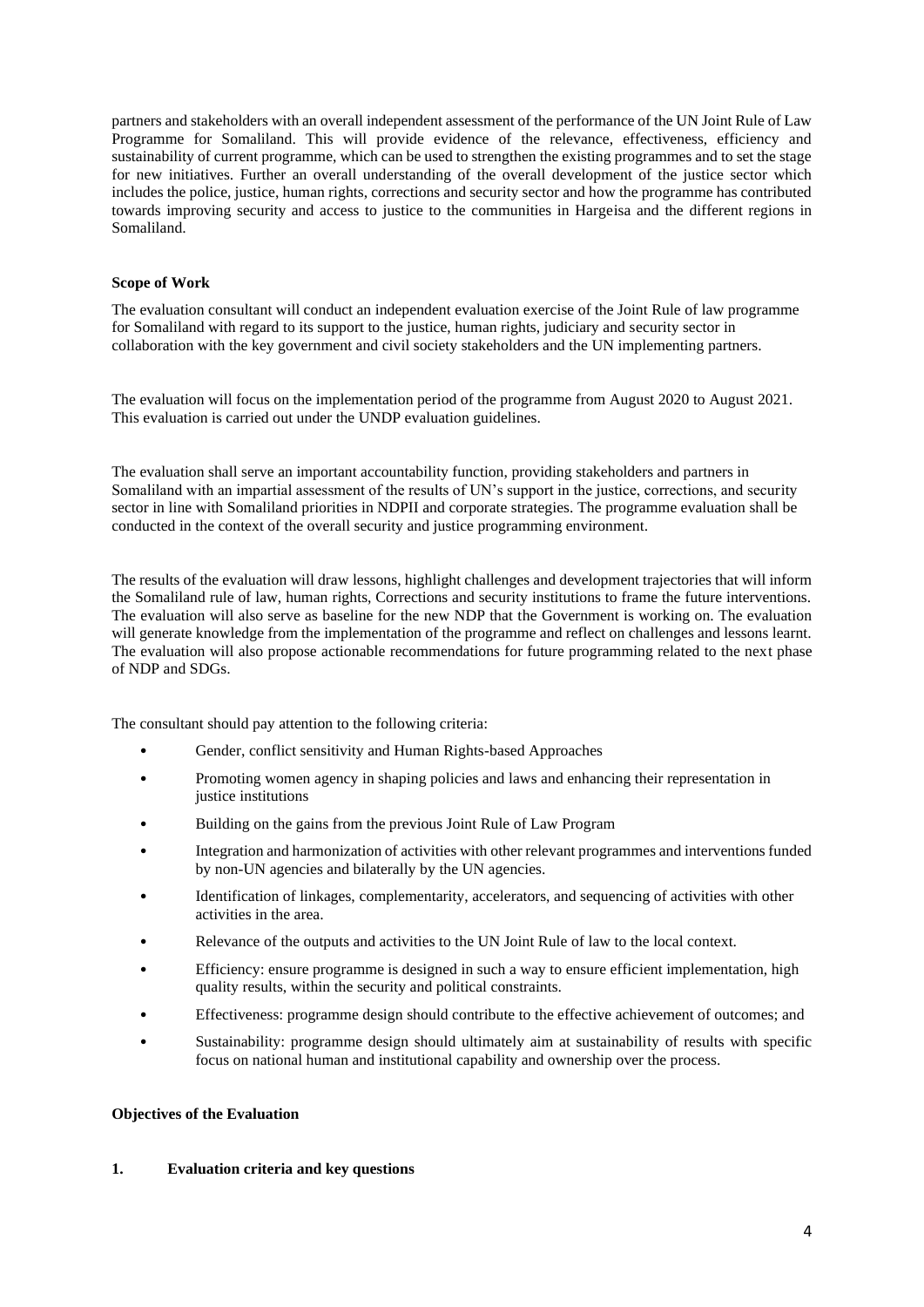partners and stakeholders with an overall independent assessment of the performance of the UN Joint Rule of Law Programme for Somaliland. This will provide evidence of the relevance, effectiveness, efficiency and sustainability of current programme, which can be used to strengthen the existing programmes and to set the stage for new initiatives. Further an overall understanding of the overall development of the justice sector which includes the police, justice, human rights, corrections and security sector and how the programme has contributed towards improving security and access to justice to the communities in Hargeisa and the different regions in Somaliland.

**Scope of Work**

The evaluation consultant will conduct an independent evaluation exercise of the Joint Rule of law programme for Somaliland with regard to its support to the justice, human rights, judiciary and security sector in collaboration with the key government and civil society stakeholders and the UN implementing partners.

The evaluation will focus on the implementation period of the programme from August 2020 to August 2021. This evaluation is carried out under the UNDP evaluation guidelines.

The evaluation shall serve an important accountability function, providing stakeholders and partners in Somaliland with an impartial assessment of the results of UN's support in the justice, corrections, and security sector in line with Somaliland priorities in NDPII and corporate strategies. The programme evaluation shall be conducted in the context of the overall security and justice programming environment.

The results of the evaluation will draw lessons, highlight challenges and development trajectories that will inform the Somaliland rule of law, human rights, Corrections and security institutions to frame the future interventions. The evaluation will also serve as baseline for the new NDP that the Government is working on. The evaluation will generate knowledge from the implementation of the programme and reflect on challenges and lessons learnt. The evaluation will also propose actionable recommendations for future programming related to the next phase of NDP and SDGs.

The consultant should pay attention to the following criteria:

- Gender, conflict sensitivity and Human Rights-based Approaches
- Promoting women agency in shaping policies and laws and enhancing their representation in justice institutions
- Building on the gains from the previous Joint Rule of Law Program
- Integration and harmonization of activities with other relevant programmes and interventions funded by non-UN agencies and bilaterally by the UN agencies.
- Identification of linkages, complementarity, accelerators, and sequencing of activities with other activities in the area.
- Relevance of the outputs and activities to the UN Joint Rule of law to the local context.
- Efficiency: ensure programme is designed in such a way to ensure efficient implementation, high quality results, within the security and political constraints.
- Effectiveness: programme design should contribute to the effective achievement of outcomes; and
- Sustainability: programme design should ultimately aim at sustainability of results with specific focus on national human and institutional capability and ownership over the process.

**Objectives of the Evaluation**

**1. Evaluation criteria and key questions**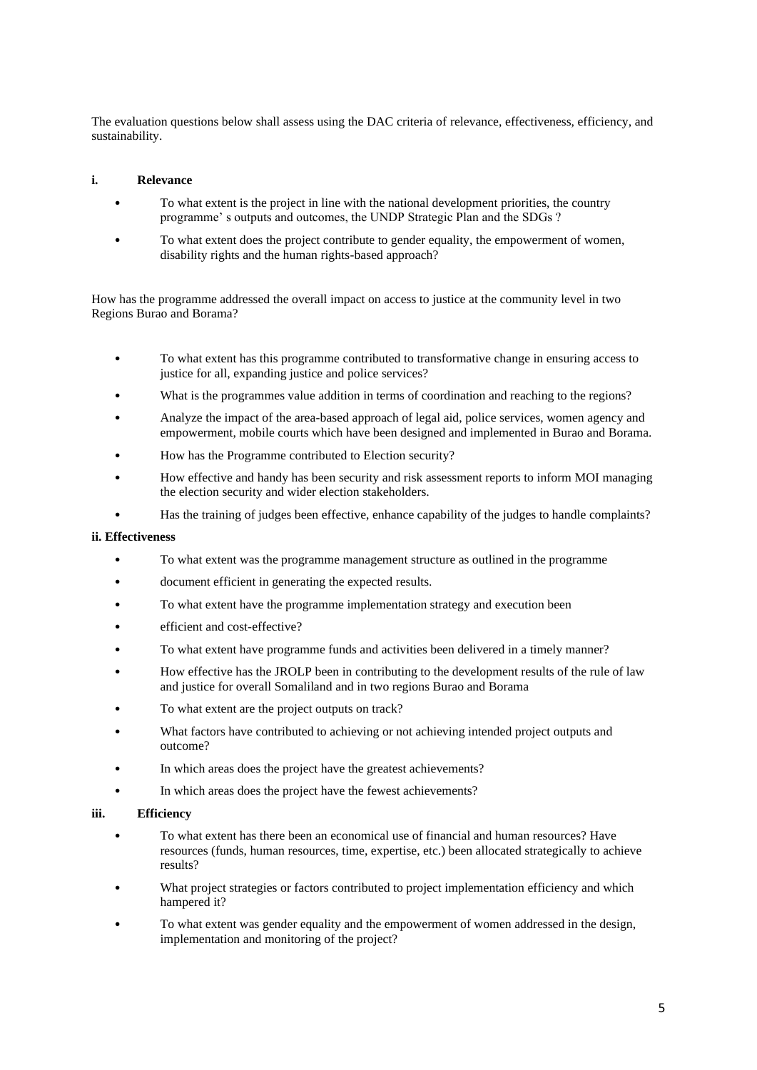The evaluation questions below shall assess using the DAC criteria of relevance, effectiveness, efficiency, and sustainability.

### i. Relevance

- To what extent is the project in line with the national development priorities, the country programme' s outputs and outcomes, the UNDP Strategic Plan and the SDGs ?
- To what extent does the project contribute to gender equality, the empowerment of women, disability rights and the human rights-based approach?

How has the programme addressed the overall impact on access to justice at the community level in two Regions Burao and Borama?

- To what extent has this programme contributed to transformative change in ensuring access to justice for all, expanding justice and police services?
- What is the programmes value addition in terms of coordination and reaching to the regions?
- Analyze the impact of the area-based approach of legal aid, police services, women agency and empowerment, mobile courts which have been designed and implemented in Burao and Borama.
- How has the Programme contributed to Election security?
- How effective and handy has been security and risk assessment reports to inform MOI managing the election security and wider election stakeholders.
- Has the training of judges been effective, enhance capability of the judges to handle complaints?

### ii. Effectiveness

- To what extent was the programme management structure as outlined in the programme
- document efficient in generating the expected results.
- To what extent have the programme implementation strategy and execution been
- efficient and cost-effective?
- To what extent have programme funds and activities been delivered in a timely manner?
- How effective has the JROLP been in contributing to the development results of the rule of law and justice for overall Somaliland and in two regions Burao and Borama
- To what extent are the project outputs on track?
- What factors have contributed to achieving or not achieving intended project outputs and outcome?
- In which areas does the project have the greatest achievements?
- In which areas does the project have the fewest achievements?

### iii. Efficiency

- To what extent has there been an economical use of financial and human resources? Have resources (funds, human resources, time, expertise, etc.) been allocated strategically to achieve results?
- What project strategies or factors contributed to project implementation efficiency and which hampered it?
- To what extent was gender equality and the empowerment of women addressed in the design, implementation and monitoring of the project?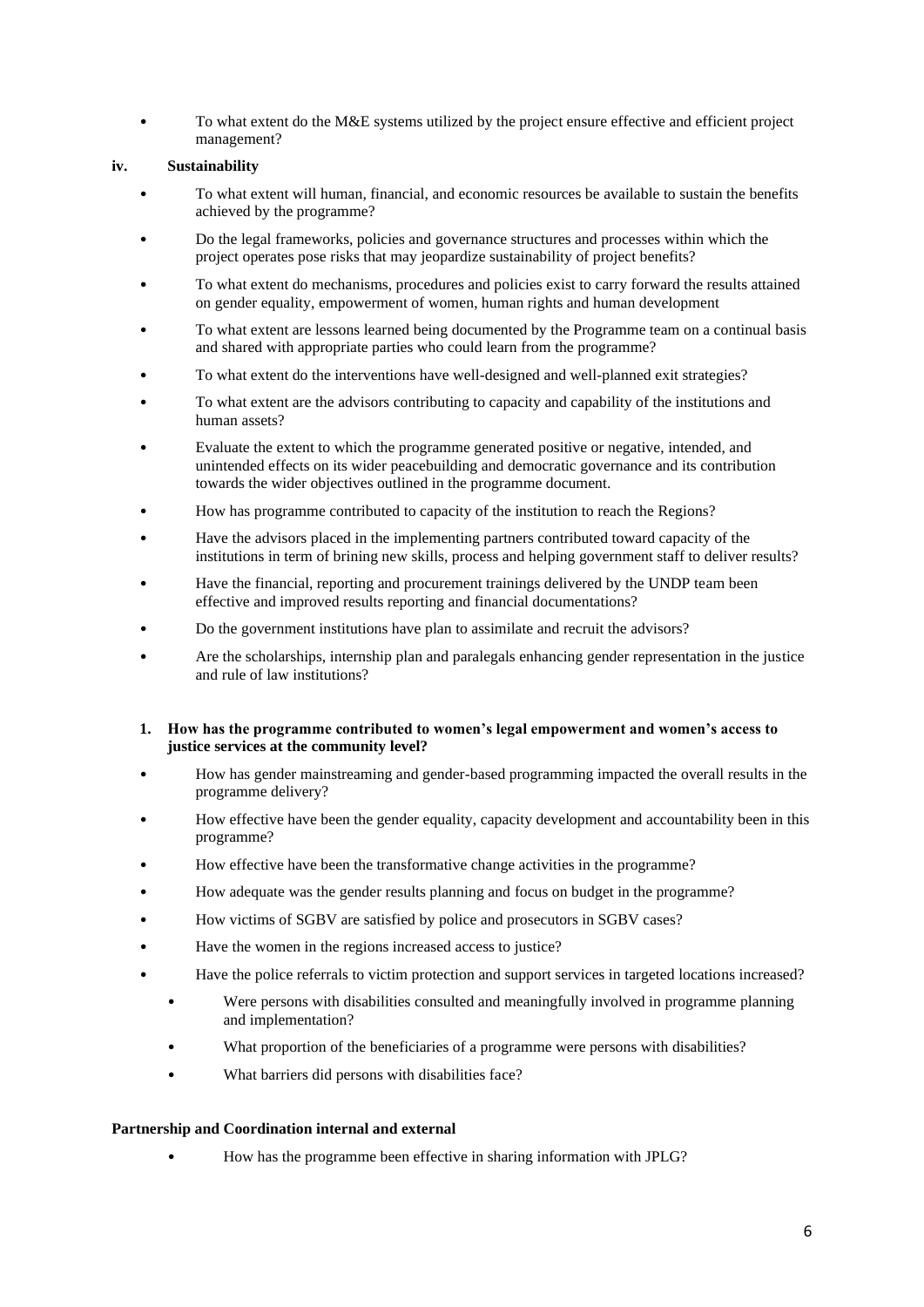- To what extent do the M&E systems utilized by the project ensure effective and efficient project management?

**iv. Sustainability**

- To what extent will human, financial, and economic resources be available to sustain the benefits achieved by the programme?
- Do the legal frameworks, policies and governance structures and processes within which the project operates pose risks that may jeopardize sustainability of project benefits?
- To what extent do mechanisms, procedures and policies exist to carry forward the results attained on gender equality, empowerment of women, human rights and human development
- To what extent are lessons learned being documented by the Programme team on a continual basis and shared with appropriate parties who could learn from the programme?
- To what extent do the interventions have well-designed and well-planned exit strategies?
- To what extent are the advisors contributing to capacity and capability of the institutions and human assets?
- Evaluate the extent to which the programme generated positive or negative, intended, and unintended effects on its wider peacebuilding and democratic governance and its contribution towards the wider objectives outlined in the programme document.
- How has programme contributed to capacity of the institution to reach the Regions?
- Have the advisors placed in the implementing partners contributed toward capacity of the institutions in term of brining new skills, process and helping government staff to deliver results?
- Have the financial, reporting and procurement trainings delivered by the UNDP team been effective and improved results reporting and financial documentations?
- Do the government institutions have plan to assimilate and recruit the advisors?
- Are the scholarships, internship plan and paralegals enhancing gender representation in the justice and rule of law institutions?

**1. How has the programme contributed to women's legal empowerment and women's access to justice services at the community level?**

- How has gender mainstreaming and gender-based programming impacted the overall results in the programme delivery?
- How effective have been the gender equality, capacity development and accountability been in this programme?
- How effective have been the transformative change activities in the programme?
- How adequate was the gender results planning and focus on budget in the programme?
- How victims of SGBV are satisfied by police and prosecutors in SGBV cases?
- Have the women in the regions increased access to justice?
- Have the police referrals to victim protection and support services in targeted locations increased?
  - Were persons with disabilities consulted and meaningfully involved in programme planning and implementation?
  - What proportion of the beneficiaries of a programme were persons with disabilities?
  - What barriers did persons with disabilities face?

**Partnership and Coordination internal and external**

- How has the programme been effective in sharing information with JPLG?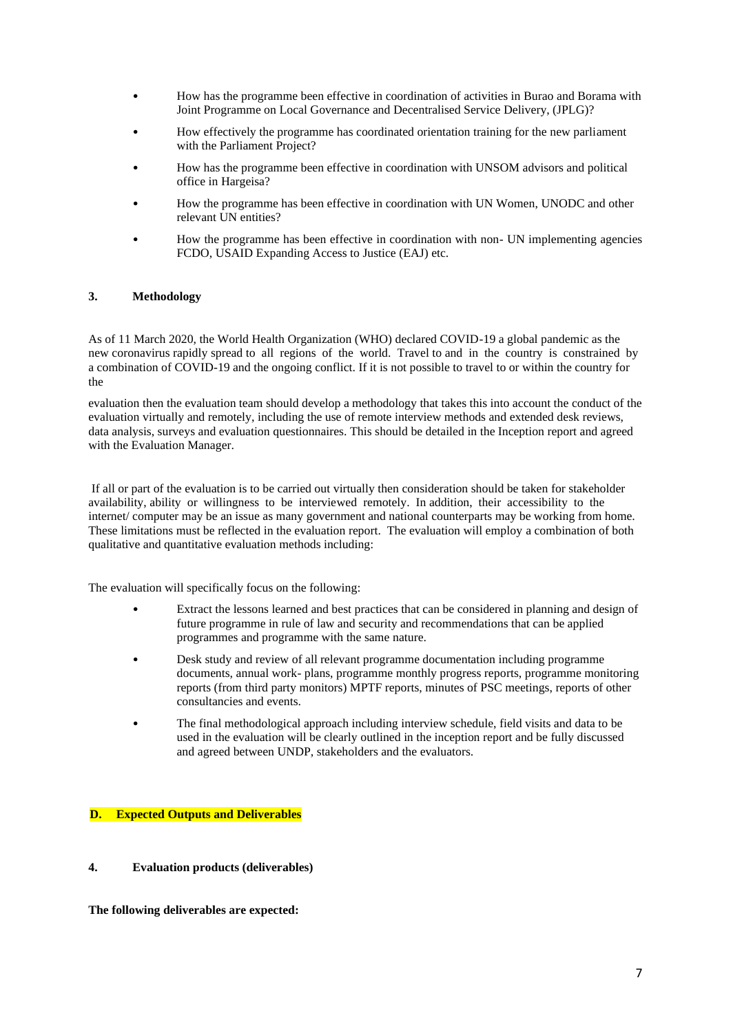- How has the programme been effective in coordination of activities in Burao and Borama with Joint Programme on Local Governance and Decentralised Service Delivery, (JPLG)?
- How effectively the programme has coordinated orientation training for the new parliament with the Parliament Project?
- How has the programme been effective in coordination with UNSOM advisors and political office in Hargeisa?
- How the programme has been effective in coordination with UN Women, UNODC and other relevant UN entities?
- How the programme has been effective in coordination with non- UN implementing agencies FCDO, USAID Expanding Access to Justice (EAJ) etc.

### 3. Methodology

As of 11 March 2020, the World Health Organization (WHO) declared COVID-19 a global pandemic as the new coronavirus rapidly spread to all regions of the world. Travel to and in the country is constrained by a combination of COVID-19 and the ongoing conflict. If it is not possible to travel to or within the country for the

evaluation then the evaluation team should develop a methodology that takes this into account the conduct of the evaluation virtually and remotely, including the use of remote interview methods and extended desk reviews, data analysis, surveys and evaluation questionnaires. This should be detailed in the Inception report and agreed with the Evaluation Manager.

If all or part of the evaluation is to be carried out virtually then consideration should be taken for stakeholder availability, ability or willingness to be interviewed remotely. In addition, their accessibility to the internet/ computer may be an issue as many government and national counterparts may be working from home. These limitations must be reflected in the evaluation report. The evaluation will employ a combination of both qualitative and quantitative evaluation methods including:

The evaluation will specifically focus on the following:

- Extract the lessons learned and best practices that can be considered in planning and design of future programme in rule of law and security and recommendations that can be applied programmes and programme with the same nature.
- Desk study and review of all relevant programme documentation including programme documents, annual work- plans, programme monthly progress reports, programme monitoring reports (from third party monitors) MPTF reports, minutes of PSC meetings, reports of other consultancies and events.
- The final methodological approach including interview schedule, field visits and data to be used in the evaluation will be clearly outlined in the inception report and be fully discussed and agreed between UNDP, stakeholders and the evaluators.

## D. Expected Outputs and Deliverables

### 4. Evaluation products (deliverables)

**The following deliverables are expected:**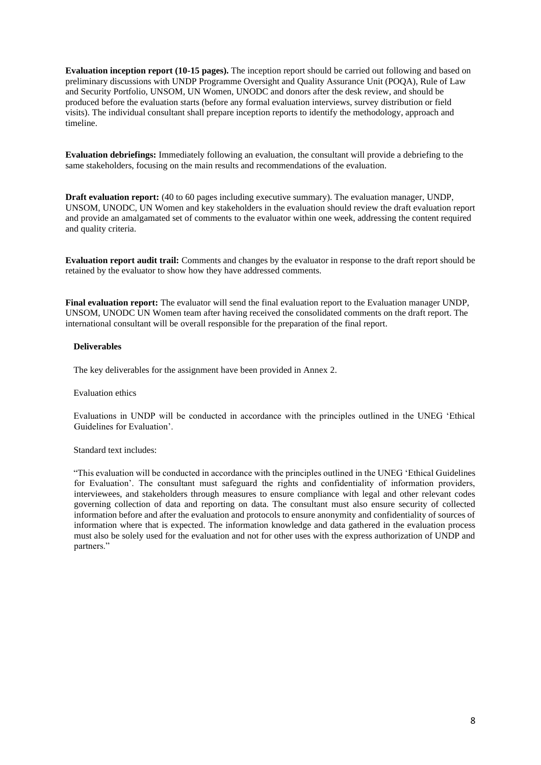**Evaluation inception report (10-15 pages).** The inception report should be carried out following and based on preliminary discussions with UNDP Programme Oversight and Quality Assurance Unit (POQA), Rule of Law and Security Portfolio, UNSOM, UN Women, UNODC and donors after the desk review, and should be produced before the evaluation starts (before any formal evaluation interviews, survey distribution or field visits). The individual consultant shall prepare inception reports to identify the methodology, approach and timeline.

**Evaluation debriefings:** Immediately following an evaluation, the consultant will provide a debriefing to the same stakeholders, focusing on the main results and recommendations of the evaluation.

**Draft evaluation report:** (40 to 60 pages including executive summary). The evaluation manager, UNDP, UNSOM, UNODC, UN Women and key stakeholders in the evaluation should review the draft evaluation report and provide an amalgamated set of comments to the evaluator within one week, addressing the content required and quality criteria.

**Evaluation report audit trail:** Comments and changes by the evaluator in response to the draft report should be retained by the evaluator to show how they have addressed comments.

**Final evaluation report:** The evaluator will send the final evaluation report to the Evaluation manager UNDP, UNSOM, UNODC UN Women team after having received the consolidated comments on the draft report. The international consultant will be overall responsible for the preparation of the final report.

**Deliverables**

The key deliverables for the assignment have been provided in Annex 2.

Evaluation ethics

Evaluations in UNDP will be conducted in accordance with the principles outlined in the UNEG 'Ethical Guidelines for Evaluation'.

Standard text includes:

"This evaluation will be conducted in accordance with the principles outlined in the UNEG 'Ethical Guidelines for Evaluation'. The consultant must safeguard the rights and confidentiality of information providers, interviewees, and stakeholders through measures to ensure compliance with legal and other relevant codes governing collection of data and reporting on data. The consultant must also ensure security of collected information before and after the evaluation and protocols to ensure anonymity and confidentiality of sources of information where that is expected. The information knowledge and data gathered in the evaluation process must also be solely used for the evaluation and not for other uses with the express authorization of UNDP and partners."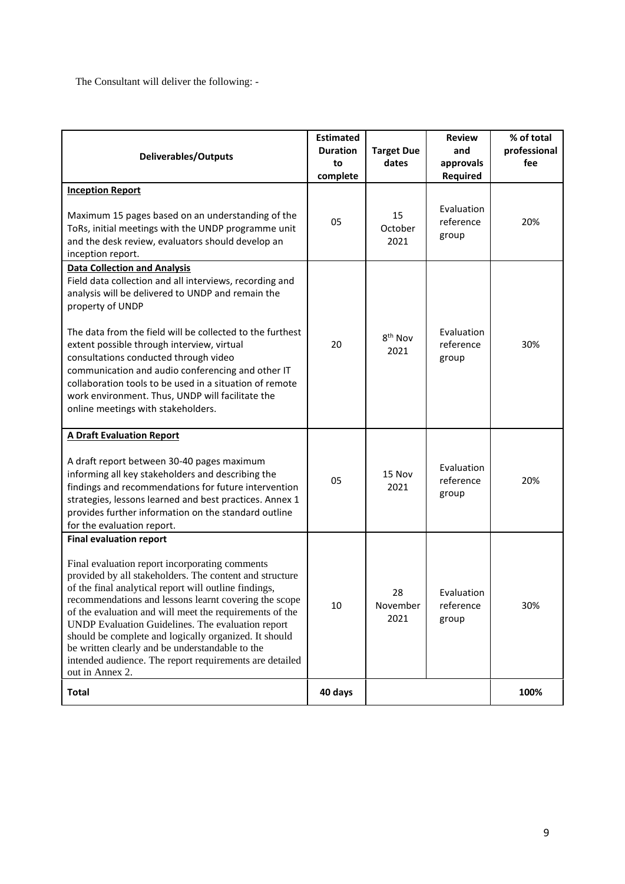The Consultant will deliver the following: -

| Deliverables/Outputs | Estimated Duration to complete | Target Due dates | Review and approvals Required | % of total professional fee |
|---|---|---|---|---|
| **Inception Report**<br><br>Maximum 15 pages based on an understanding of the ToRs, initial meetings with the UNDP programme unit and the desk review, evaluators should develop an inception report. | 05 | 15 October 2021 | Evaluation reference group | 20% |
| **Data Collection and Analysis**<br>Field data collection and all interviews, recording and analysis will be delivered to UNDP and remain the property of UNDP<br><br>The data from the field will be collected to the furthest extent possible through interview, virtual consultations conducted through video communication and audio conferencing and other IT collaboration tools to be used in a situation of remote work environment. Thus, UNDP will facilitate the online meetings with stakeholders. | 20 | 8th Nov 2021 | Evaluation reference group | 30% |
| **A Draft Evaluation Report**<br><br>A draft report between 30-40 pages maximum informing all key stakeholders and describing the findings and recommendations for future intervention strategies, lessons learned and best practices. Annex 1 provides further information on the standard outline for the evaluation report. | 05 | 15 Nov 2021 | Evaluation reference group | 20% |
| **Final evaluation report**<br><br>Final evaluation report incorporating comments provided by all stakeholders. The content and structure of the final analytical report will outline findings, recommendations and lessons learnt covering the scope of the evaluation and will meet the requirements of the UNDP Evaluation Guidelines. The evaluation report should be complete and logically organized. It should be written clearly and be understandable to the intended audience. The report requirements are detailed out in Annex 2. | 10 | 28 November 2021 | Evaluation reference group | 30% |
| **Total** | **40 days** | | | **100%** |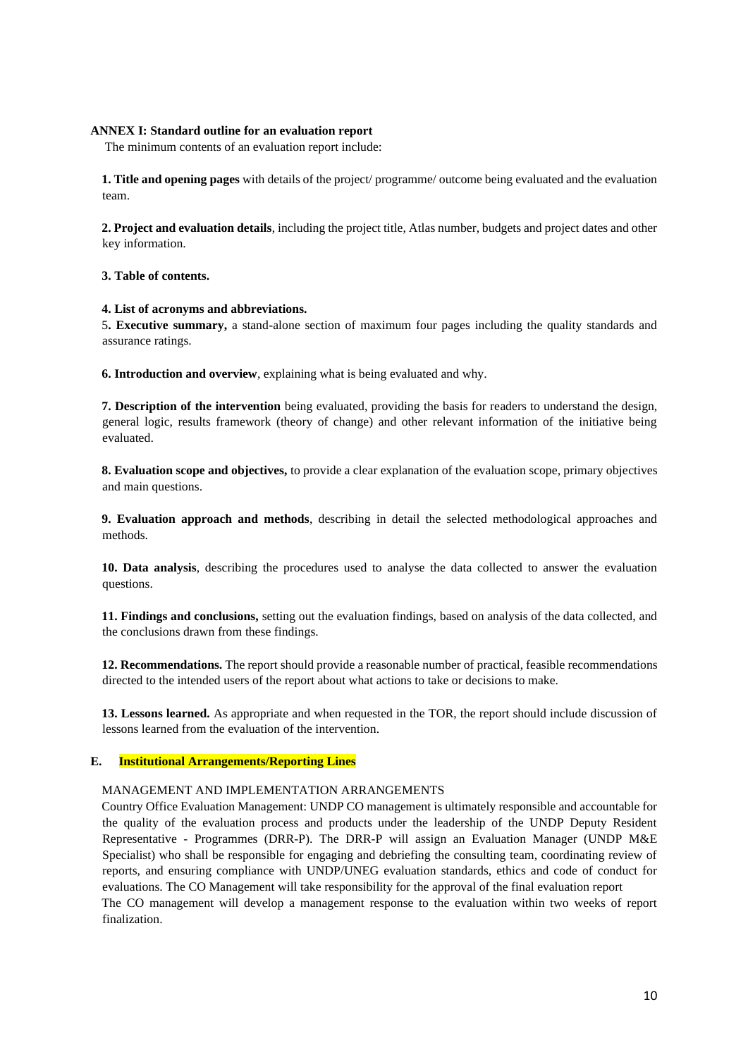**ANNEX I: Standard outline for an evaluation report**

The minimum contents of an evaluation report include:

**1. Title and opening pages** with details of the project/ programme/ outcome being evaluated and the evaluation team.

**2. Project and evaluation details**, including the project title, Atlas number, budgets and project dates and other key information.

**3. Table of contents.**

**4. List of acronyms and abbreviations.**

5**. Executive summary,** a stand-alone section of maximum four pages including the quality standards and assurance ratings.

**6. Introduction and overview**, explaining what is being evaluated and why.

**7. Description of the intervention** being evaluated, providing the basis for readers to understand the design, general logic, results framework (theory of change) and other relevant information of the initiative being evaluated.

**8. Evaluation scope and objectives,** to provide a clear explanation of the evaluation scope, primary objectives and main questions.

**9. Evaluation approach and methods**, describing in detail the selected methodological approaches and methods.

**10. Data analysis**, describing the procedures used to analyse the data collected to answer the evaluation questions.

**11. Findings and conclusions,** setting out the evaluation findings, based on analysis of the data collected, and the conclusions drawn from these findings.

**12. Recommendations.** The report should provide a reasonable number of practical, feasible recommendations directed to the intended users of the report about what actions to take or decisions to make.

**13. Lessons learned.** As appropriate and when requested in the TOR, the report should include discussion of lessons learned from the evaluation of the intervention.

## E. Institutional Arrangements/Reporting Lines

MANAGEMENT AND IMPLEMENTATION ARRANGEMENTS

Country Office Evaluation Management: UNDP CO management is ultimately responsible and accountable for the quality of the evaluation process and products under the leadership of the UNDP Deputy Resident Representative - Programmes (DRR-P). The DRR-P will assign an Evaluation Manager (UNDP M&E Specialist) who shall be responsible for engaging and debriefing the consulting team, coordinating review of reports, and ensuring compliance with UNDP/UNEG evaluation standards, ethics and code of conduct for evaluations. The CO Management will take responsibility for the approval of the final evaluation report

The CO management will develop a management response to the evaluation within two weeks of report finalization.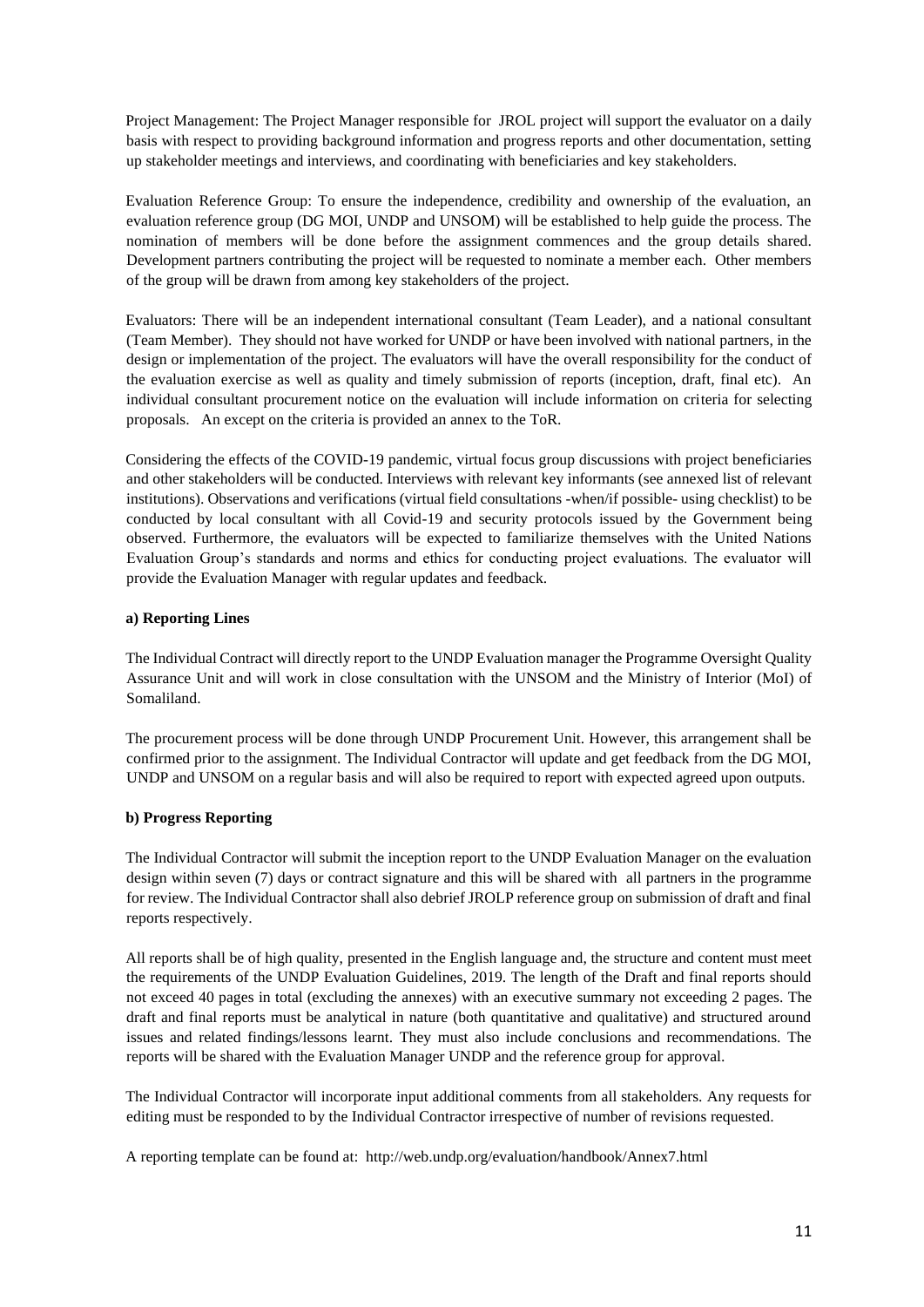Project Management: The Project Manager responsible for JROL project will support the evaluator on a daily basis with respect to providing background information and progress reports and other documentation, setting up stakeholder meetings and interviews, and coordinating with beneficiaries and key stakeholders.

Evaluation Reference Group: To ensure the independence, credibility and ownership of the evaluation, an evaluation reference group (DG MOI, UNDP and UNSOM) will be established to help guide the process. The nomination of members will be done before the assignment commences and the group details shared. Development partners contributing the project will be requested to nominate a member each. Other members of the group will be drawn from among key stakeholders of the project.

Evaluators: There will be an independent international consultant (Team Leader), and a national consultant (Team Member). They should not have worked for UNDP or have been involved with national partners, in the design or implementation of the project. The evaluators will have the overall responsibility for the conduct of the evaluation exercise as well as quality and timely submission of reports (inception, draft, final etc). An individual consultant procurement notice on the evaluation will include information on criteria for selecting proposals. An except on the criteria is provided an annex to the ToR.

Considering the effects of the COVID-19 pandemic, virtual focus group discussions with project beneficiaries and other stakeholders will be conducted. Interviews with relevant key informants (see annexed list of relevant institutions). Observations and verifications (virtual field consultations -when/if possible- using checklist) to be conducted by local consultant with all Covid-19 and security protocols issued by the Government being observed. Furthermore, the evaluators will be expected to familiarize themselves with the United Nations Evaluation Group's standards and norms and ethics for conducting project evaluations. The evaluator will provide the Evaluation Manager with regular updates and feedback.

**a) Reporting Lines**

The Individual Contract will directly report to the UNDP Evaluation manager the Programme Oversight Quality Assurance Unit and will work in close consultation with the UNSOM and the Ministry of Interior (MoI) of Somaliland.

The procurement process will be done through UNDP Procurement Unit. However, this arrangement shall be confirmed prior to the assignment. The Individual Contractor will update and get feedback from the DG MOI, UNDP and UNSOM on a regular basis and will also be required to report with expected agreed upon outputs.

**b) Progress Reporting**

The Individual Contractor will submit the inception report to the UNDP Evaluation Manager on the evaluation design within seven (7) days or contract signature and this will be shared with all partners in the programme for review. The Individual Contractor shall also debrief JROLP reference group on submission of draft and final reports respectively.

All reports shall be of high quality, presented in the English language and, the structure and content must meet the requirements of the UNDP Evaluation Guidelines, 2019. The length of the Draft and final reports should not exceed 40 pages in total (excluding the annexes) with an executive summary not exceeding 2 pages. The draft and final reports must be analytical in nature (both quantitative and qualitative) and structured around issues and related findings/lessons learnt. They must also include conclusions and recommendations. The reports will be shared with the Evaluation Manager UNDP and the reference group for approval.

The Individual Contractor will incorporate input additional comments from all stakeholders. Any requests for editing must be responded to by the Individual Contractor irrespective of number of revisions requested.

A reporting template can be found at: http://web.undp.org/evaluation/handbook/Annex7.html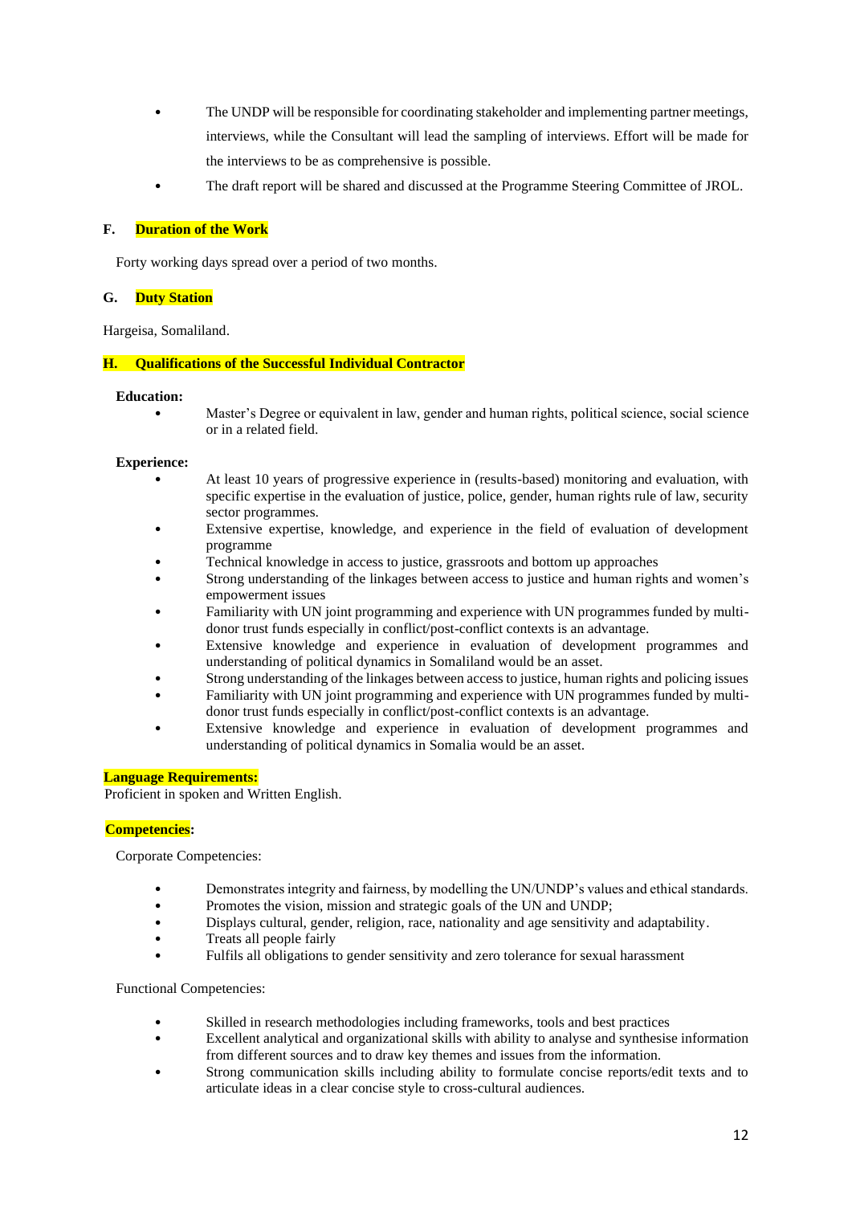- The UNDP will be responsible for coordinating stakeholder and implementing partner meetings, interviews, while the Consultant will lead the sampling of interviews. Effort will be made for the interviews to be as comprehensive is possible.
- The draft report will be shared and discussed at the Programme Steering Committee of JROL.

### F. Duration of the Work

Forty working days spread over a period of two months.

### G. Duty Station

Hargeisa, Somaliland.

### H. Qualifications of the Successful Individual Contractor

**Education:**

- Master's Degree or equivalent in law, gender and human rights, political science, social science or in a related field.

**Experience:**

- At least 10 years of progressive experience in (results-based) monitoring and evaluation, with specific expertise in the evaluation of justice, police, gender, human rights rule of law, security sector programmes.
- Extensive expertise, knowledge, and experience in the field of evaluation of development programme
- Technical knowledge in access to justice, grassroots and bottom up approaches
- Strong understanding of the linkages between access to justice and human rights and women's empowerment issues
- Familiarity with UN joint programming and experience with UN programmes funded by multi-donor trust funds especially in conflict/post-conflict contexts is an advantage.
- Extensive knowledge and experience in evaluation of development programmes and understanding of political dynamics in Somaliland would be an asset.
- Strong understanding of the linkages between access to justice, human rights and policing issues
- Familiarity with UN joint programming and experience with UN programmes funded by multi-donor trust funds especially in conflict/post-conflict contexts is an advantage.
- Extensive knowledge and experience in evaluation of development programmes and understanding of political dynamics in Somalia would be an asset.

**Language Requirements:**

Proficient in spoken and Written English.

**Competencies:**

Corporate Competencies:

- Demonstrates integrity and fairness, by modelling the UN/UNDP's values and ethical standards.
- Promotes the vision, mission and strategic goals of the UN and UNDP;
- Displays cultural, gender, religion, race, nationality and age sensitivity and adaptability.
- Treats all people fairly
- Fulfils all obligations to gender sensitivity and zero tolerance for sexual harassment

Functional Competencies:

- Skilled in research methodologies including frameworks, tools and best practices
- Excellent analytical and organizational skills with ability to analyse and synthesise information from different sources and to draw key themes and issues from the information.
- Strong communication skills including ability to formulate concise reports/edit texts and to articulate ideas in a clear concise style to cross-cultural audiences.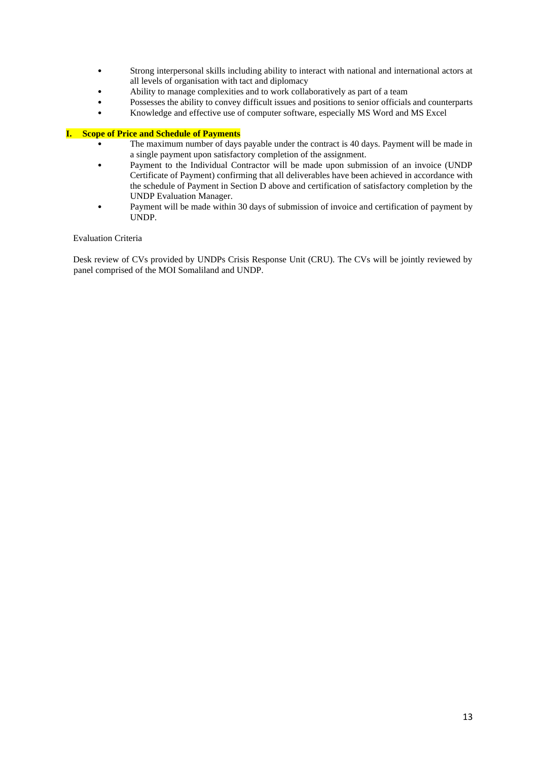- Strong interpersonal skills including ability to interact with national and international actors at all levels of organisation with tact and diplomacy
- Ability to manage complexities and to work collaboratively as part of a team
- Possesses the ability to convey difficult issues and positions to senior officials and counterparts
- Knowledge and effective use of computer software, especially MS Word and MS Excel

## I. Scope of Price and Schedule of Payments

- The maximum number of days payable under the contract is 40 days. Payment will be made in a single payment upon satisfactory completion of the assignment.
- Payment to the Individual Contractor will be made upon submission of an invoice (UNDP Certificate of Payment) confirming that all deliverables have been achieved in accordance with the schedule of Payment in Section D above and certification of satisfactory completion by the UNDP Evaluation Manager.
- Payment will be made within 30 days of submission of invoice and certification of payment by UNDP.

Evaluation Criteria

Desk review of CVs provided by UNDPs Crisis Response Unit (CRU). The CVs will be jointly reviewed by panel comprised of the MOI Somaliland and UNDP.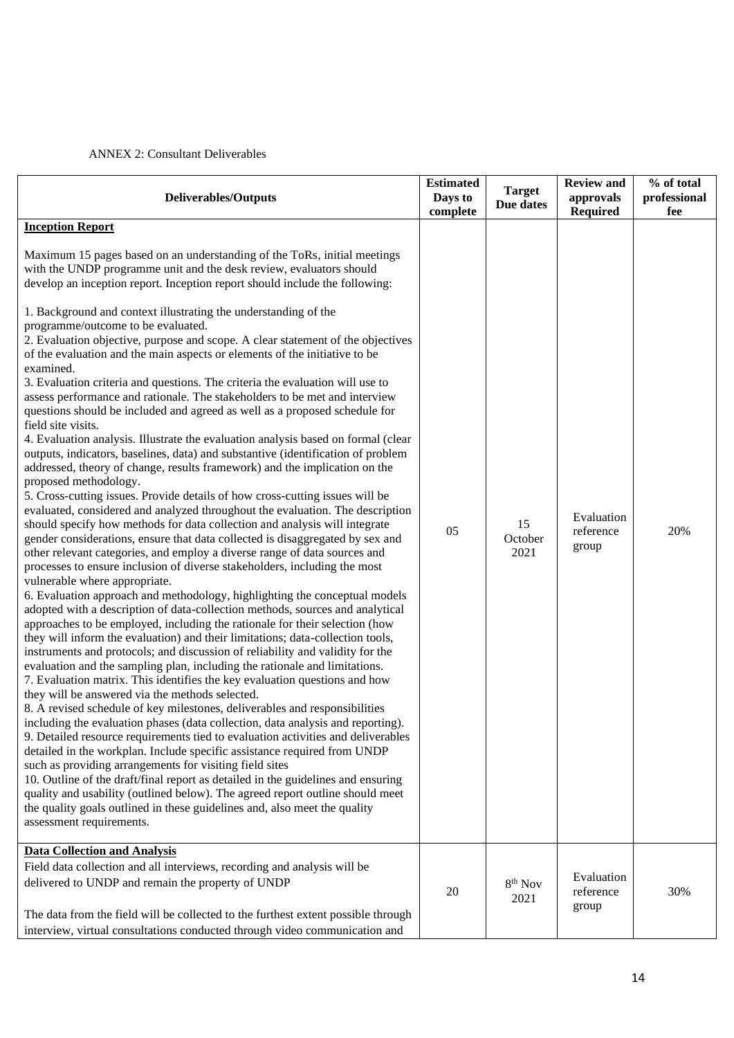ANNEX 2: Consultant Deliverables

| Deliverables/Outputs | Estimated Days to complete | Target Due dates | Review and approvals Required | % of total professional fee |
|---|---|---|---|---|
| **Inception Report**<br><br>Maximum 15 pages based on an understanding of the ToRs, initial meetings with the UNDP programme unit and the desk review, evaluators should develop an inception report. Inception report should include the following:<br><br>1. Background and context illustrating the understanding of the programme/outcome to be evaluated.<br>2. Evaluation objective, purpose and scope. A clear statement of the objectives of the evaluation and the main aspects or elements of the initiative to be examined.<br>3. Evaluation criteria and questions. The criteria the evaluation will use to assess performance and rationale. The stakeholders to be met and interview questions should be included and agreed as well as a proposed schedule for field site visits.<br>4. Evaluation analysis. Illustrate the evaluation analysis based on formal (clear outputs, indicators, baselines, data) and substantive (identification of problem addressed, theory of change, results framework) and the implication on the proposed methodology.<br>5. Cross-cutting issues. Provide details of how cross-cutting issues will be evaluated, considered and analyzed throughout the evaluation. The description should specify how methods for data collection and analysis will integrate gender considerations, ensure that data collected is disaggregated by sex and other relevant categories, and employ a diverse range of data sources and processes to ensure inclusion of diverse stakeholders, including the most vulnerable where appropriate.<br>6. Evaluation approach and methodology, highlighting the conceptual models adopted with a description of data-collection methods, sources and analytical approaches to be employed, including the rationale for their selection (how they will inform the evaluation) and their limitations; data-collection tools, instruments and protocols; and discussion of reliability and validity for the evaluation and the sampling plan, including the rationale and limitations.<br>7. Evaluation matrix. This identifies the key evaluation questions and how they will be answered via the methods selected.<br>8. A revised schedule of key milestones, deliverables and responsibilities including the evaluation phases (data collection, data analysis and reporting).<br>9. Detailed resource requirements tied to evaluation activities and deliverables detailed in the workplan. Include specific assistance required from UNDP such as providing arrangements for visiting field sites<br>10. Outline of the draft/final report as detailed in the guidelines and ensuring quality and usability (outlined below). The agreed report outline should meet the quality goals outlined in these guidelines and, also meet the quality assessment requirements. | 05 | 15 October 2021 | Evaluation reference group | 20% |
| **Data Collection and Analysis**<br>Field data collection and all interviews, recording and analysis will be delivered to UNDP and remain the property of UNDP<br><br>The data from the field will be collected to the furthest extent possible through interview, virtual consultations conducted through video communication and | 20 | 8th Nov 2021 | Evaluation reference group | 30% |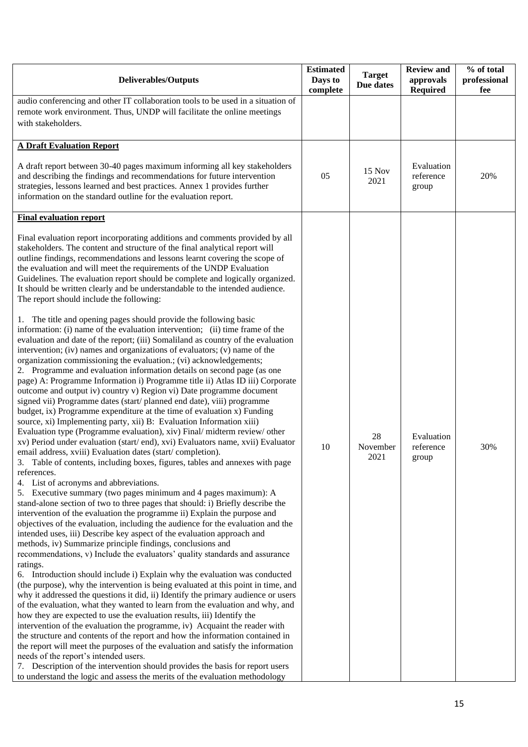| Deliverables/Outputs | Estimated Days to complete | Target Due dates | Review and approvals Required | % of total professional fee |
|---|---|---|---|---|
| audio conferencing and other IT collaboration tools to be used in a situation of remote work environment. Thus, UNDP will facilitate the online meetings with stakeholders. | | | | |
| **A Draft Evaluation Report**<br><br>A draft report between 30-40 pages maximum informing all key stakeholders and describing the findings and recommendations for future intervention strategies, lessons learned and best practices. Annex 1 provides further information on the standard outline for the evaluation report. | 05 | 15 Nov 2021 | Evaluation reference group | 20% |
| **Final evaluation report**<br><br>Final evaluation report incorporating additions and comments provided by all stakeholders. The content and structure of the final analytical report will outline findings, recommendations and lessons learnt covering the scope of the evaluation and will meet the requirements of the UNDP Evaluation Guidelines. The evaluation report should be complete and logically organized. It should be written clearly and be understandable to the intended audience. The report should include the following:<br><br>1. The title and opening pages should provide the following basic information: (i) name of the evaluation intervention; (ii) time frame of the evaluation and date of the report; (iii) Somaliland as country of the evaluation intervention; (iv) names and organizations of evaluators; (v) name of the organization commissioning the evaluation.; (vi) acknowledgements;<br>2. Programme and evaluation information details on second page (as one page) A: Programme Information i) Programme title ii) Atlas ID iii) Corporate outcome and output iv) country v) Region vi) Date programme document signed vii) Programme dates (start/ planned end date), viii) programme budget, ix) Programme expenditure at the time of evaluation x) Funding source, xi) Implementing party, xii) B: Evaluation Information xiii) Evaluation type (Programme evaluation), xiv) Final/ midterm review/ other xv) Period under evaluation (start/ end), xvi) Evaluators name, xvii) Evaluator email address, xviii) Evaluation dates (start/ completion).<br>3. Table of contents, including boxes, figures, tables and annexes with page references.<br>4. List of acronyms and abbreviations.<br>5. Executive summary (two pages minimum and 4 pages maximum): A stand-alone section of two to three pages that should: i) Briefly describe the intervention of the evaluation the programme ii) Explain the purpose and objectives of the evaluation, including the audience for the evaluation and the intended uses, iii) Describe key aspect of the evaluation approach and methods, iv) Summarize principle findings, conclusions and recommendations, v) Include the evaluators' quality standards and assurance ratings.<br>6. Introduction should include i) Explain why the evaluation was conducted (the purpose), why the intervention is being evaluated at this point in time, and why it addressed the questions it did, ii) Identify the primary audience or users of the evaluation, what they wanted to learn from the evaluation and why, and how they are expected to use the evaluation results, iii) Identify the intervention of the evaluation the programme, iv) Acquaint the reader with the structure and contents of the report and how the information contained in the report will meet the purposes of the evaluation and satisfy the information needs of the report's intended users.<br>7. Description of the intervention should provides the basis for report users to understand the logic and assess the merits of the evaluation methodology | 10 | 28 November 2021 | Evaluation reference group | 30% |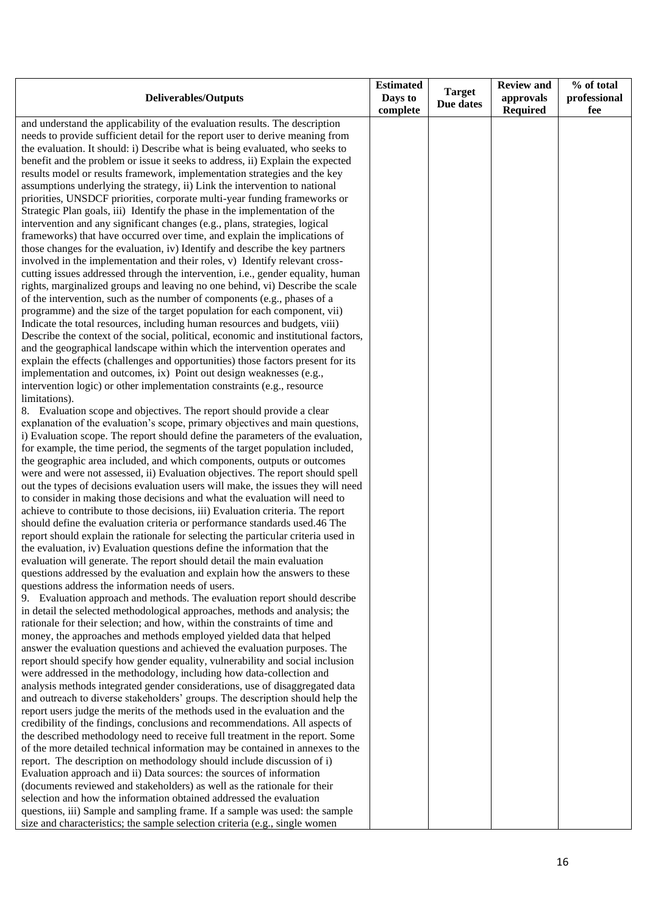| Deliverables/Outputs | Estimated Days to complete | Target Due dates | Review and approvals Required | % of total professional fee |
|---|---|---|---|---|
| and understand the applicability of the evaluation results. The description needs to provide sufficient detail for the report user to derive meaning from the evaluation. It should: i) Describe what is being evaluated, who seeks to benefit and the problem or issue it seeks to address, ii) Explain the expected results model or results framework, implementation strategies and the key assumptions underlying the strategy, ii) Link the intervention to national priorities, UNSDCF priorities, corporate multi-year funding frameworks or Strategic Plan goals, iii) Identify the phase in the implementation of the intervention and any significant changes (e.g., plans, strategies, logical frameworks) that have occurred over time, and explain the implications of those changes for the evaluation, iv) Identify and describe the key partners involved in the implementation and their roles, v) Identify relevant cross-cutting issues addressed through the intervention, i.e., gender equality, human rights, marginalized groups and leaving no one behind, vi) Describe the scale of the intervention, such as the number of components (e.g., phases of a programme) and the size of the target population for each component, vii) Indicate the total resources, including human resources and budgets, viii) Describe the context of the social, political, economic and institutional factors, and the geographical landscape within which the intervention operates and explain the effects (challenges and opportunities) those factors present for its implementation and outcomes, ix) Point out design weaknesses (e.g., intervention logic) or other implementation constraints (e.g., resource limitations).<br>8. Evaluation scope and objectives. The report should provide a clear explanation of the evaluation's scope, primary objectives and main questions, i) Evaluation scope. The report should define the parameters of the evaluation, for example, the time period, the segments of the target population included, the geographic area included, and which components, outputs or outcomes were and were not assessed, ii) Evaluation objectives. The report should spell out the types of decisions evaluation users will make, the issues they will need to consider in making those decisions and what the evaluation will need to achieve to contribute to those decisions, iii) Evaluation criteria. The report should define the evaluation criteria or performance standards used.46 The report should explain the rationale for selecting the particular criteria used in the evaluation, iv) Evaluation questions define the information that the evaluation will generate. The report should detail the main evaluation questions addressed by the evaluation and explain how the answers to these questions address the information needs of users.<br>9. Evaluation approach and methods. The evaluation report should describe in detail the selected methodological approaches, methods and analysis; the rationale for their selection; and how, within the constraints of time and money, the approaches and methods employed yielded data that helped answer the evaluation questions and achieved the evaluation purposes. The report should specify how gender equality, vulnerability and social inclusion were addressed in the methodology, including how data-collection and analysis methods integrated gender considerations, use of disaggregated data and outreach to diverse stakeholders' groups. The description should help the report users judge the merits of the methods used in the evaluation and the credibility of the findings, conclusions and recommendations. All aspects of the described methodology need to receive full treatment in the report. Some of the more detailed technical information may be contained in annexes to the report. The description on methodology should include discussion of i) Evaluation approach and ii) Data sources: the sources of information (documents reviewed and stakeholders) as well as the rationale for their selection and how the information obtained addressed the evaluation questions, iii) Sample and sampling frame. If a sample was used: the sample size and characteristics; the sample selection criteria (e.g., single women | | | | |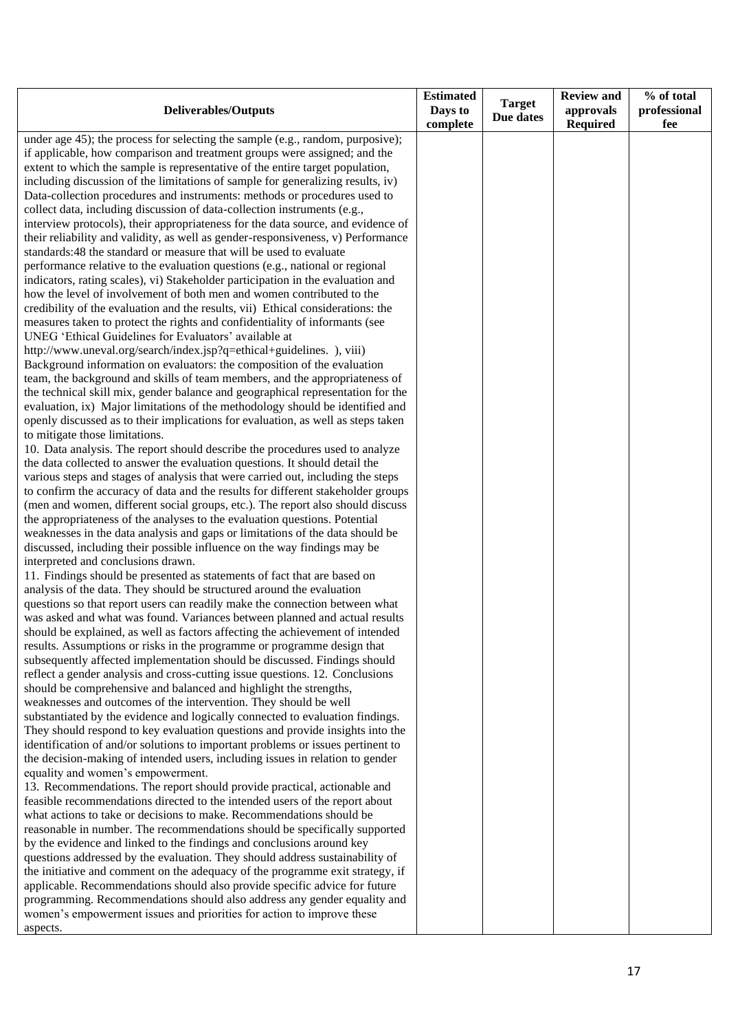| Deliverables/Outputs | Estimated Days to complete | Target Due dates | Review and approvals Required | % of total professional fee |
|---|---|---|---|---|
| under age 45); the process for selecting the sample (e.g., random, purposive); if applicable, how comparison and treatment groups were assigned; and the extent to which the sample is representative of the entire target population, including discussion of the limitations of sample for generalizing results, iv) Data-collection procedures and instruments: methods or procedures used to collect data, including discussion of data-collection instruments (e.g., interview protocols), their appropriateness for the data source, and evidence of their reliability and validity, as well as gender-responsiveness, v) Performance standards:48 the standard or measure that will be used to evaluate performance relative to the evaluation questions (e.g., national or regional indicators, rating scales), vi) Stakeholder participation in the evaluation and how the level of involvement of both men and women contributed to the credibility of the evaluation and the results, vii) Ethical considerations: the measures taken to protect the rights and confidentiality of informants (see UNEG 'Ethical Guidelines for Evaluators' available at http://www.uneval.org/search/index.jsp?q=ethical+guidelines. ), viii) Background information on evaluators: the composition of the evaluation team, the background and skills of team members, and the appropriateness of the technical skill mix, gender balance and geographical representation for the evaluation, ix) Major limitations of the methodology should be identified and openly discussed as to their implications for evaluation, as well as steps taken to mitigate those limitations.<br>10. Data analysis. The report should describe the procedures used to analyze the data collected to answer the evaluation questions. It should detail the various steps and stages of analysis that were carried out, including the steps to confirm the accuracy of data and the results for different stakeholder groups (men and women, different social groups, etc.). The report also should discuss the appropriateness of the analyses to the evaluation questions. Potential weaknesses in the data analysis and gaps or limitations of the data should be discussed, including their possible influence on the way findings may be interpreted and conclusions drawn.<br>11. Findings should be presented as statements of fact that are based on analysis of the data. They should be structured around the evaluation questions so that report users can readily make the connection between what was asked and what was found. Variances between planned and actual results should be explained, as well as factors affecting the achievement of intended results. Assumptions or risks in the programme or programme design that subsequently affected implementation should be discussed. Findings should reflect a gender analysis and cross-cutting issue questions. 12. Conclusions should be comprehensive and balanced and highlight the strengths, weaknesses and outcomes of the intervention. They should be well substantiated by the evidence and logically connected to evaluation findings. They should respond to key evaluation questions and provide insights into the identification of and/or solutions to important problems or issues pertinent to the decision-making of intended users, including issues in relation to gender equality and women's empowerment.<br>13. Recommendations. The report should provide practical, actionable and feasible recommendations directed to the intended users of the report about what actions to take or decisions to make. Recommendations should be reasonable in number. The recommendations should be specifically supported by the evidence and linked to the findings and conclusions around key questions addressed by the evaluation. They should address sustainability of the initiative and comment on the adequacy of the programme exit strategy, if applicable. Recommendations should also provide specific advice for future programming. Recommendations should also address any gender equality and women's empowerment issues and priorities for action to improve these aspects. | | | | |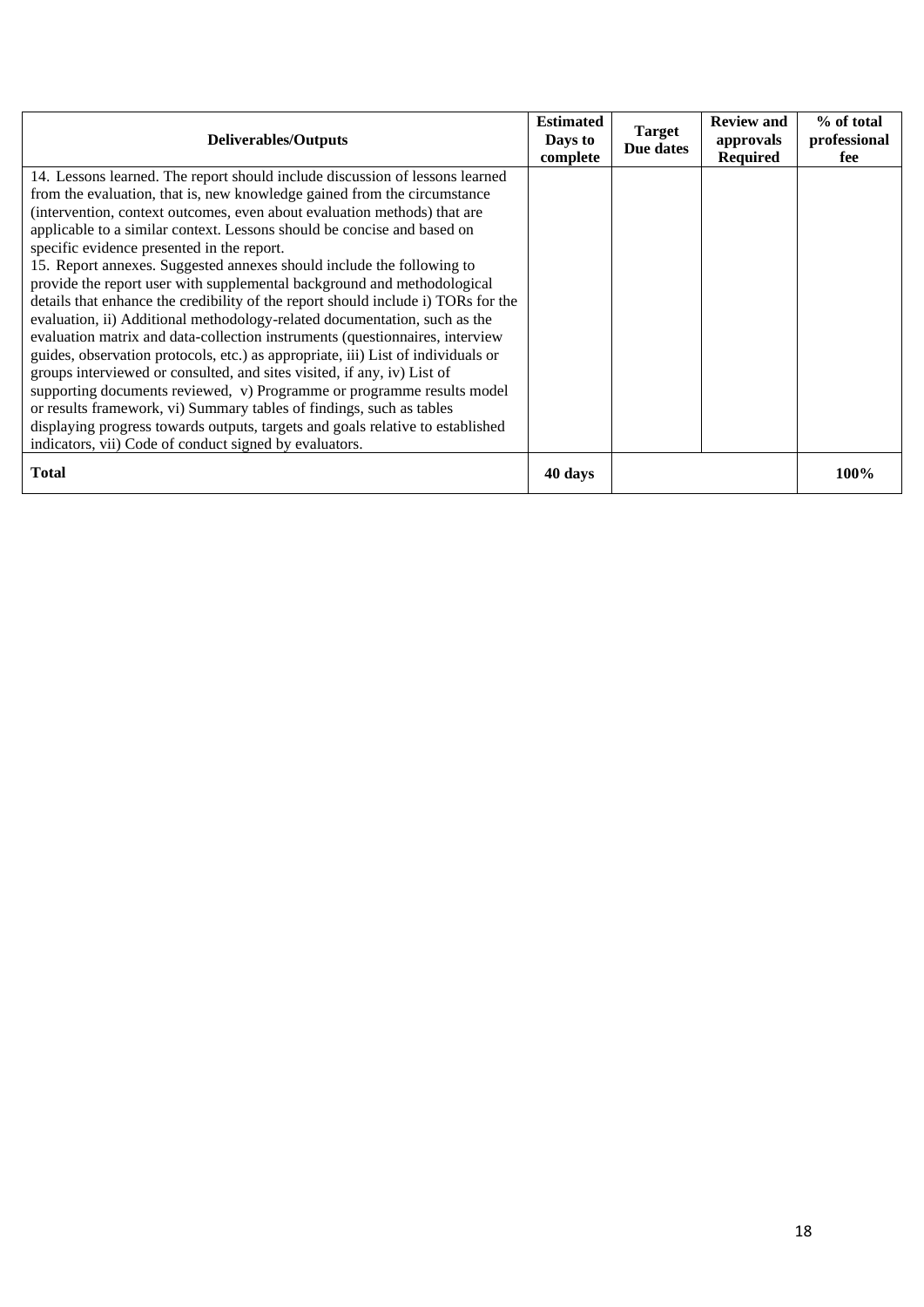| Deliverables/Outputs | Estimated Days to complete | Target Due dates | Review and approvals Required | % of total professional fee |
|---|---|---|---|---|
| 14. Lessons learned. The report should include discussion of lessons learned from the evaluation, that is, new knowledge gained from the circumstance (intervention, context outcomes, even about evaluation methods) that are applicable to a similar context. Lessons should be concise and based on specific evidence presented in the report.<br>15. Report annexes. Suggested annexes should include the following to provide the report user with supplemental background and methodological details that enhance the credibility of the report should include i) TORs for the evaluation, ii) Additional methodology-related documentation, such as the evaluation matrix and data-collection instruments (questionnaires, interview guides, observation protocols, etc.) as appropriate, iii) List of individuals or groups interviewed or consulted, and sites visited, if any, iv) List of supporting documents reviewed, v) Programme or programme results model or results framework, vi) Summary tables of findings, such as tables displaying progress towards outputs, targets and goals relative to established indicators, vii) Code of conduct signed by evaluators. | | | | |
| **Total** | **40 days** | | | **100%** |